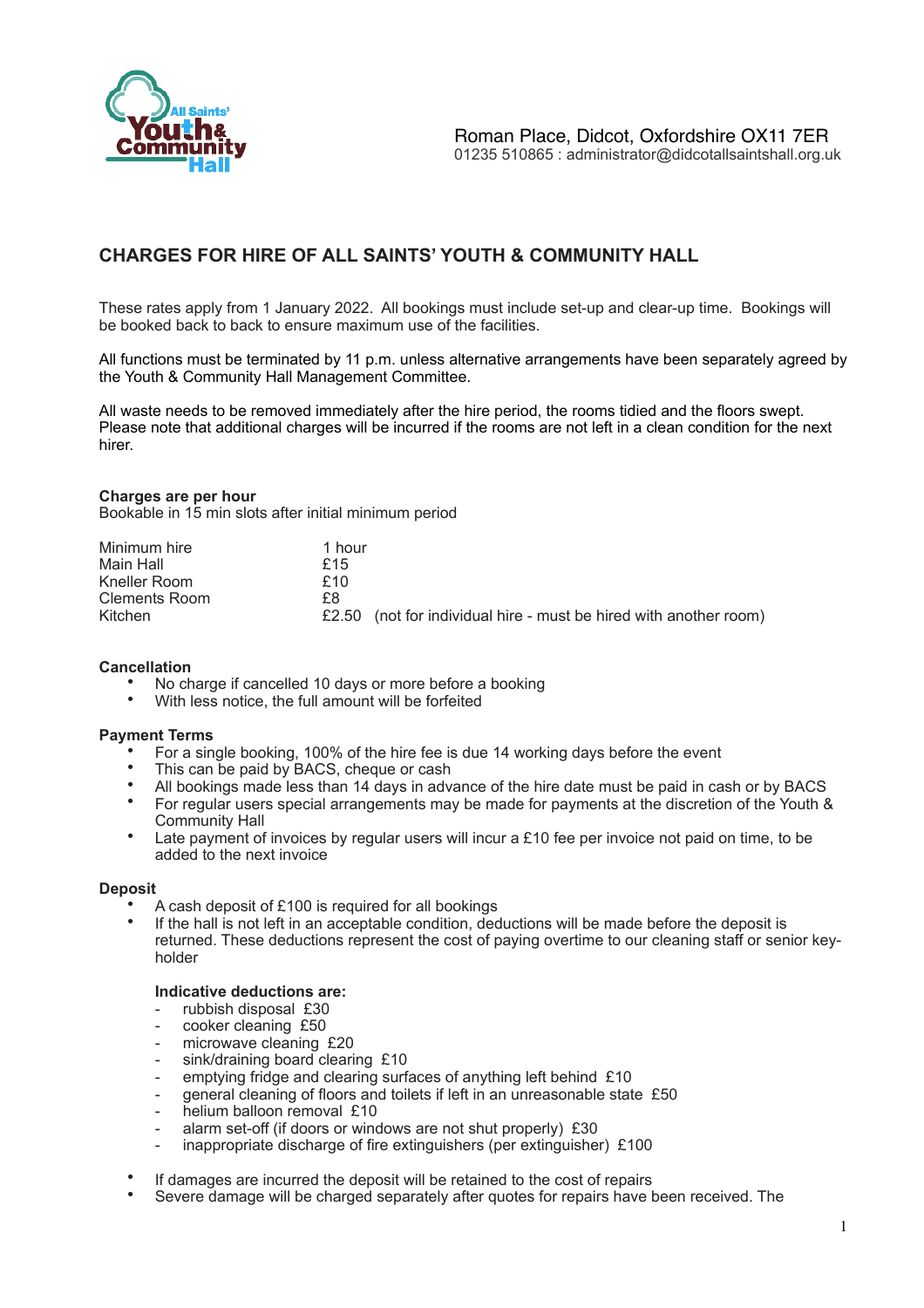Roman Place, Didcot, Oxfordshire OX11 7ER
01235 510865 : administrator@didcotallsaintshall.org.uk

## CHARGES FOR HIRE OF ALL SAINTS' YOUTH & COMMUNITY HALL

These rates apply from 1 January 2022. All bookings must include set-up and clear-up time. Bookings will be booked back to back to ensure maximum use of the facilities.

All functions must be terminated by 11 p.m. unless alternative arrangements have been separately agreed by the Youth & Community Hall Management Committee.

All waste needs to be removed immediately after the hire period, the rooms tidied and the floors swept. Please note that additional charges will be incurred if the rooms are not left in a clean condition for the next hirer.

**Charges are per hour**
Bookable in 15 min slots after initial minimum period

| | |
|---|---|
| Minimum hire | 1 hour |
| Main Hall | £15 |
| Kneller Room | £10 |
| Clements Room | £8 |
| Kitchen | £2.50 (not for individual hire - must be hired with another room) |

**Cancellation**

- No charge if cancelled 10 days or more before a booking
- With less notice, the full amount will be forfeited

**Payment Terms**

- For a single booking, 100% of the hire fee is due 14 working days before the event
- This can be paid by BACS, cheque or cash
- All bookings made less than 14 days in advance of the hire date must be paid in cash or by BACS
- For regular users special arrangements may be made for payments at the discretion of the Youth & Community Hall
- Late payment of invoices by regular users will incur a £10 fee per invoice not paid on time, to be added to the next invoice

**Deposit**

- A cash deposit of £100 is required for all bookings
- If the hall is not left in an acceptable condition, deductions will be made before the deposit is returned. These deductions represent the cost of paying overtime to our cleaning staff or senior key-holder

  **Indicative deductions are:**
  - rubbish disposal £30
  - cooker cleaning £50
  - microwave cleaning £20
  - sink/draining board clearing £10
  - emptying fridge and clearing surfaces of anything left behind £10
  - general cleaning of floors and toilets if left in an unreasonable state £50
  - helium balloon removal £10
  - alarm set-off (if doors or windows are not shut properly) £30
  - inappropriate discharge of fire extinguishers (per extinguisher) £100

- If damages are incurred the deposit will be retained to the cost of repairs
- Severe damage will be charged separately after quotes for repairs have been received. The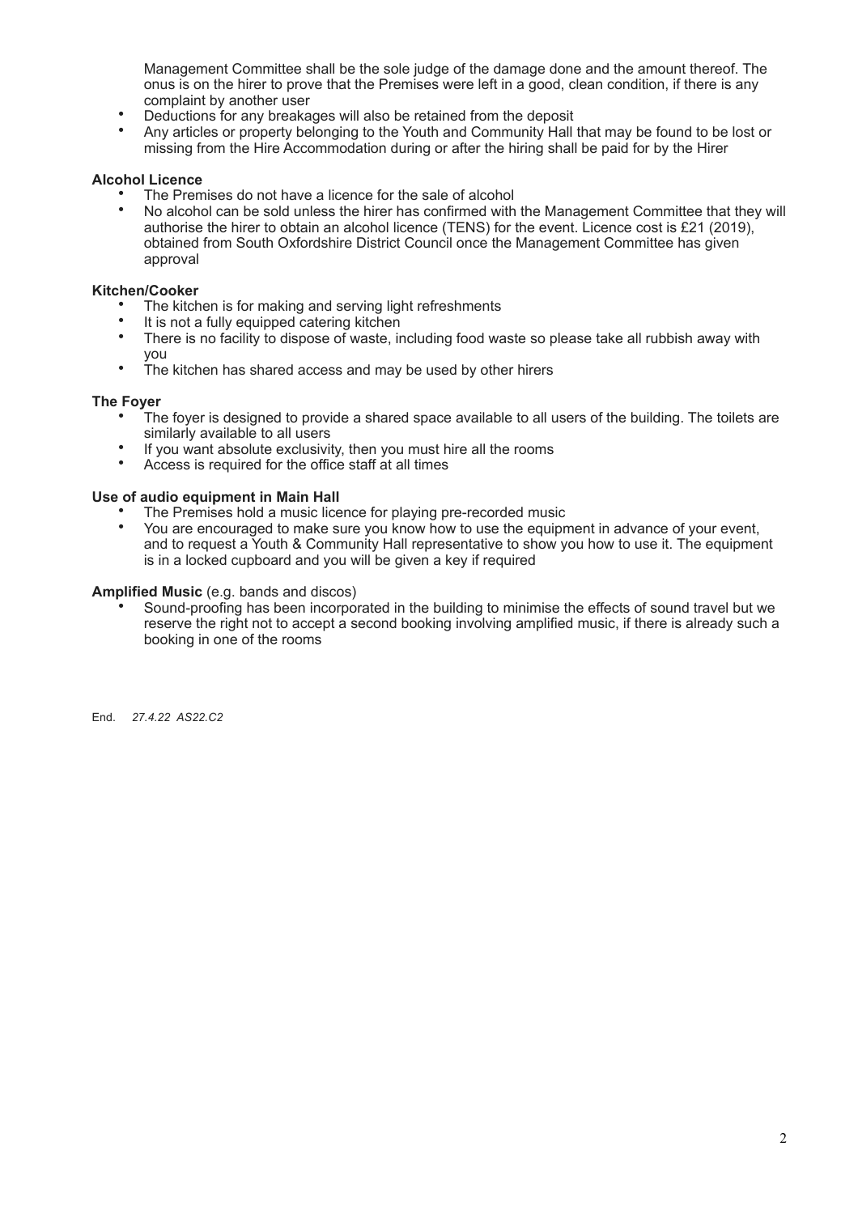Management Committee shall be the sole judge of the damage done and the amount thereof. The onus is on the hirer to prove that the Premises were left in a good, clean condition, if there is any complaint by another user

- Deductions for any breakages will also be retained from the deposit
- Any articles or property belonging to the Youth and Community Hall that may be found to be lost or missing from the Hire Accommodation during or after the hiring shall be paid for by the Hirer

**Alcohol Licence**

- The Premises do not have a licence for the sale of alcohol
- No alcohol can be sold unless the hirer has confirmed with the Management Committee that they will authorise the hirer to obtain an alcohol licence (TENS) for the event. Licence cost is £21 (2019), obtained from South Oxfordshire District Council once the Management Committee has given approval

**Kitchen/Cooker**

- The kitchen is for making and serving light refreshments
- It is not a fully equipped catering kitchen
- There is no facility to dispose of waste, including food waste so please take all rubbish away with you
- The kitchen has shared access and may be used by other hirers

**The Foyer**

- The foyer is designed to provide a shared space available to all users of the building. The toilets are similarly available to all users
- If you want absolute exclusivity, then you must hire all the rooms
- Access is required for the office staff at all times

**Use of audio equipment in Main Hall**

- The Premises hold a music licence for playing pre-recorded music
- You are encouraged to make sure you know how to use the equipment in advance of your event, and to request a Youth & Community Hall representative to show you how to use it. The equipment is in a locked cupboard and you will be given a key if required

**Amplified Music** (e.g. bands and discos)

- Sound-proofing has been incorporated in the building to minimise the effects of sound travel but we reserve the right not to accept a second booking involving amplified music, if there is already such a booking in one of the rooms

End. *27.4.22 AS22.C2*